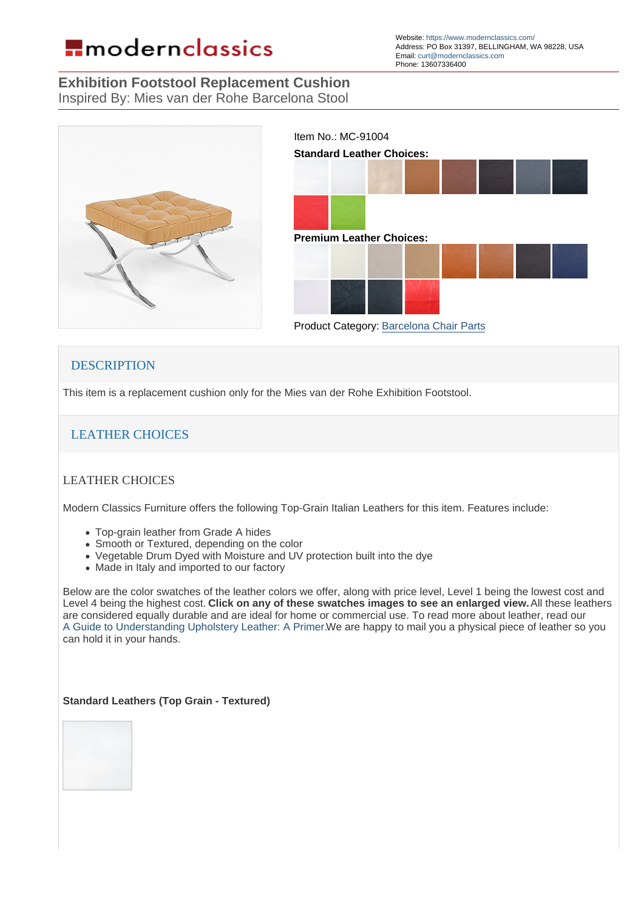modernclassics

Website: https://www.modernclassics.com/
Address: PO Box 31397, BELLINGHAM, WA 98228, USA
Email: curt@modernclassics.com
Phone: 13607336400

# Exhibition Footstool Replacement Cushion

Inspired By: Mies van der Rohe Barcelona Stool

Item No.: MC-91004

**Standard Leather Choices:**

**Premium Leather Choices:**

Product Category: Barcelona Chair Parts

## DESCRIPTION

This item is a replacement cushion only for the Mies van der Rohe Exhibition Footstool.

## LEATHER CHOICES

### LEATHER CHOICES

Modern Classics Furniture offers the following Top-Grain Italian Leathers for this item. Features include:

- Top-grain leather from Grade A hides
- Smooth or Textured, depending on the color
- Vegetable Drum Dyed with Moisture and UV protection built into the dye
- Made in Italy and imported to our factory

Below are the color swatches of the leather colors we offer, along with price level, Level 1 being the lowest cost and Level 4 being the highest cost. **Click on any of these swatches images to see an enlarged view.** All these leathers are considered equally durable and are ideal for home or commercial use. To read more about leather, read our A Guide to Understanding Upholstery Leather: A Primer. We are happy to mail you a physical piece of leather so you can hold it in your hands.

**Standard Leathers (Top Grain - Textured)**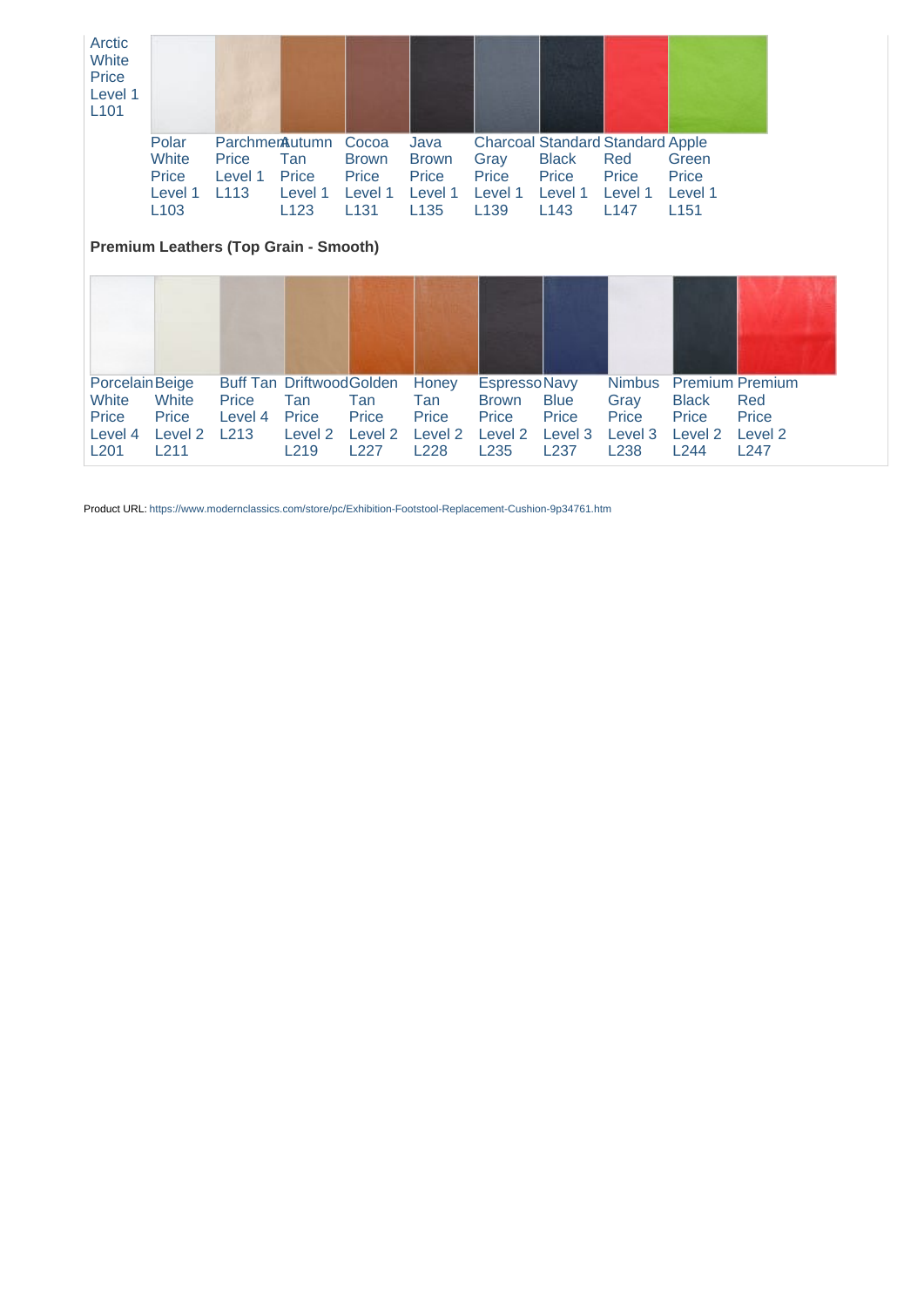| | | | | | | | | | |
|---|---|---|---|---|---|---|---|---|---|
| Arctic White Price Level 1 L101 | | | | | | | | | |
| | Polar White Price Level 1 L103 | Parchment Price Level 1 L113 | Autumn Tan Price Level 1 L123 | Cocoa Brown Price Level 1 L131 | Java Brown Price Level 1 L135 | Charcoal Gray Price Level 1 L139 | Standard Black Price Level 1 L143 | Standard Red Price Level 1 L147 | Apple Green Price Level 1 L151 |

**Premium Leathers (Top Grain - Smooth)**

| | | | | | | | | | | |
|---|---|---|---|---|---|---|---|---|---|---|
| Porcelain White Price Level 4 L201 | Beige White Price Level 2 L211 | Buff Tan Price Level 4 L213 | Driftwood Tan Price Level 2 L219 | Golden Tan Price Level 2 L227 | Honey Tan Price Level 2 L228 | Espresso Brown Price Level 2 L235 | Navy Blue Price Level 3 L237 | Nimbus Gray Price Level 3 L238 | Premium Black Price Level 2 L244 | Premium Red Price Level 2 L247 |

Product URL: https://www.modernclassics.com/store/pc/Exhibition-Footstool-Replacement-Cushion-9p34761.htm